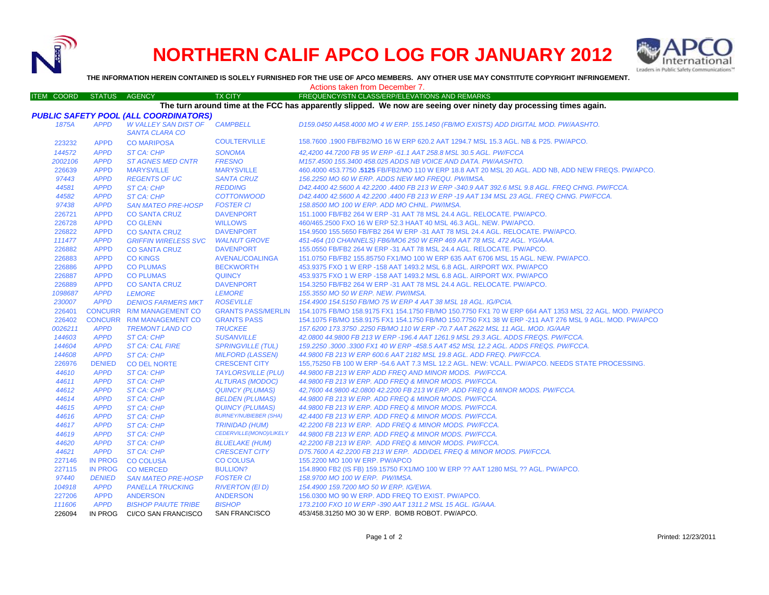# NORTHERN CALIF APCO LOG FOR JANUARY 2012

**THE INFORMATION HEREIN CONTAINED IS SOLELY FURNISHED FOR THE USE OF APCO MEMBERS. ANY OTHER USE MAY CONSTITUTE COPYRIGHT INFRINGEMENT.**

Actions taken from December 7.

| ITEM COORD | STATUS | AGENCY | TX CITY | FREQUENCY/STN CLASS/ERP/ELEVATIONS AND REMARKS |
|---|---|---|---|---|

**The turn around time at the FCC has apparently slipped. We now are seeing over ninety day processing times again.**

***PUBLIC SAFETY POOL (ALL COORDINATORS)***

| ITEM COORD | STATUS | AGENCY | TX CITY | FREQUENCY/STN CLASS/ERP/ELEVATIONS AND REMARKS |
|---|---|---|---|---|
| *1875A* | *APPD* | *W VALLEY SAN DIST OF SANTA CLARA CO* | *CAMPBELL* | *D159.0450 A458.4000 MO 4 W ERP. 155.1450 (FB/MO EXISTS) ADD DIGITAL MOD. PW/AASHTO.* |
| 223232 | APPD | CO MARIPOSA | COULTERVILLE | 158.7600 .1900 FB/FB2/MO 16 W ERP 620.2 AAT 1294.7 MSL 15.3 AGL. NB & P25. PW/APCO. |
| *144572* | *APPD* | *ST CA: CHP* | *SONOMA* | *42,4200 44.7200 FB 95 W ERP -61.1 AAT 258.8 MSL 30.5 AGL. PW/FCCA* |
| *2002106* | *APPD* | *ST AGNES MED CNTR* | *FRESNO* | *M157.4500 155.3400 458.025 ADDS NB VOICE AND DATA. PW/AASHTO.* |
| 226639 | APPD | MARYSVILLE | MARYSVILLE | 460.4000 453.7750 **.5125** FB/FB2/MO 110 W ERP 18.8 AAT 20 MSL 20 AGL. ADD NB, ADD NEW FREQS. PW/APCO. |
| *97443* | *APPD* | *REGENTS OF UC* | *SANTA CRUZ* | *156.2250 MO 60 W ERP. ADDS NEW MO FREQU. PW/IMSA.* |
| *44581* | *APPD* | *ST CA: CHP* | *REDDING* | *D42.4400 42.5600 A 42.2200 .4400 FB 213 W ERP -340.9 AAT 392.6 MSL 9.8 AGL. FREQ CHNG. PW/FCCA.* |
| *44582* | *APPD* | *ST CA: CHP* | *COTTONWOOD* | *D42.4400 42.5600 A 42.2200 .4400 FB 213 W ERP -19 AAT 134 MSL 23 AGL. FREQ CHNG. PW/FCCA.* |
| *97438* | *APPD* | *SAN MATEO PRE-HOSP* | *FOSTER CI* | *158.8500 MO 100 W ERP. ADD MO CHNL. PW/IMSA.* |
| 226721 | APPD | CO SANTA CRUZ | DAVENPORT | 151.1000 FB/FB2 264 W ERP -31 AAT 78 MSL 24.4 AGL. RELOCATE. PW/APCO. |
| 226728 | APPD | CO GLENN | WILLOWS | 460/465.2500 FXO 16 W ERP 52.3 HAAT 40 MSL 46.3 AGL. NEW. PW/APCO. |
| 226822 | APPD | CO SANTA CRUZ | DAVENPORT | 154.9500 155.5650 FB/FB2 264 W ERP -31 AAT 78 MSL 24.4 AGL. RELOCATE. PW/APCO. |
| *111477* | *APPD* | *GRIFFIN WIRELESS SVC* | *WALNUT GROVE* | *451-464 (10 CHANNELS) FB6/MO6 250 W ERP 469 AAT 78 MSL 472 AGL. YG/AAA.* |
| 226882 | APPD | CO SANTA CRUZ | DAVENPORT | 155.0550 FB/FB2 264 W ERP -31 AAT 78 MSL 24.4 AGL. RELOCATE. PW/APCO. |
| 226883 | APPD | CO KINGS | AVENAL/COALINGA | 151.0750 FB/FB2 155.85750 FX1/MO 100 W ERP 635 AAT 6706 MSL 15 AGL. NEW. PW/APCO. |
| 226886 | APPD | CO PLUMAS | BECKWORTH | 453.9375 FXO 1 W ERP -158 AAT 1493.2 MSL 6.8 AGL. AIRPORT WX. PW/APCO |
| 226887 | APPD | CO PLUMAS | QUINCY | 453.9375 FXO 1 W ERP -158 AAT 1493.2 MSL 6.8 AGL. AIRPORT WX. PW/APCO |
| 226889 | APPD | CO SANTA CRUZ | DAVENPORT | 154.3250 FB/FB2 264 W ERP -31 AAT 78 MSL 24.4 AGL. RELOCATE. PW/APCO. |
| *1098687* | *APPD* | *LEMORE* | *LEMORE* | *155.3550 MO 50 W ERP. NEW. PW/IMSA.* |
| *230007* | *APPD* | *DENIOS FARMERS MKT* | *ROSEVILLE* | *154.4900 154.5150 FB/MO 75 W ERP 4 AAT 38 MSL 18 AGL. IG/PCIA.* |
| 226401 | CONCURR | R/M MANAGEMENT CO | GRANTS PASS/MERLIN | 154.1075 FB/MO 158.9175 FX1 154.1750 FB/MO 150.7750 FX1 70 W ERP 664 AAT 1353 MSL 22 AGL. MOD. PW/APCO |
| 226402 | CONCURR | R/M MANAGEMENT CO | GRANTS PASS | 154.1075 FB/MO 158.9175 FX1 154.1750 FB/MO 150.7750 FX1 38 W ERP -211 AAT 276 MSL 9 AGL. MOD. PW/APCO |
| *0026211* | *APPD* | *TREMONT LAND CO* | *TRUCKEE* | *157.6200 173.3750 .2250 FB/MO 110 W ERP -70.7 AAT 2622 MSL 11 AGL. MOD. IG/AAR* |
| *144603* | *APPD* | *ST CA: CHP* | *SUSANVILLE* | *42.0800 44.9800 FB 213 W ERP -196.4 AAT 1261.9 MSL 29.3 AGL. ADDS FREQS. PW/FCCA.* |
| *144604* | *APPD* | *ST CA: CAL FIRE* | *SPRINGVILLE (TUL)* | *159.2250 .3000 .3300 FX1 40 W ERP -458.5 AAT 452 MSL 12.2 AGL. ADDS FREQS. PW/FCCA.* |
| *144608* | *APPD* | *ST CA: CHP* | *MILFORD (LASSEN)* | *44.9800 FB 213 W ERP 600.6 AAT 2182 MSL 19.8 AGL. ADD FREQ. PW/FCCA.* |
| 226976 | DENIED | CO DEL NORTE | CRESCENT CITY | 155,75250 FB 100 W ERP -54.6 AAT 7.3 MSL 12.2 AGL. NEW: VCALL. PW/APCO. NEEDS STATE PROCESSING. |
| *44610* | *APPD* | *ST CA: CHP* | *TAYLORSVILLE (PLU)* | *44.9800 FB 213 W ERP ADD FREQ AND MINOR MODS. PW/FCCA.* |
| *44611* | *APPD* | *ST CA: CHP* | *ALTURAS (MODOC)* | *44.9800 FB 213 W ERP. ADD FREQ & MINOR MODS. PW/FCCA.* |
| *44612* | *APPD* | *ST CA: CHP* | *QUINCY (PLUMAS)* | *42,7600 44.9800 42.0800 42.2200 FB 213 W ERP. ADD FREQ & MINOR MODS. PW/FCCA.* |
| *44614* | *APPD* | *ST CA: CHP* | *BELDEN (PLUMAS)* | *44.9800 FB 213 W ERP. ADD FREQ & MINOR MODS. PW/FCCA.* |
| *44615* | *APPD* | *ST CA: CHP* | *QUINCY (PLUMAS)* | *44.9800 FB 213 W ERP. ADD FREQ & MINOR MODS. PW/FCCA.* |
| *44616* | *APPD* | *ST CA: CHP* | *BURNEY/NUBIEBER (SHA)* | *42.4400 FB 213 W ERP. ADD FREQ & MINOR MODS. PW/FCCA.* |
| *44617* | *APPD* | *ST CA: CHP* | *TRINIDAD (HUM)* | *42.2200 FB 213 W ERP. ADD FREQ & MINOR MODS. PW/FCCA.* |
| *44619* | *APPD* | *ST CA: CHP* | *CEDERVILLE(MONO)/LIKELY* | *44.9800 FB 213 W ERP. ADD FREQ & MINOR MODS. PW/FCCA.* |
| *44620* | *APPD* | *ST CA: CHP* | *BLUELAKE (HUM)* | *42.2200 FB 213 W ERP. ADD FREQ & MINOR MODS. PW/FCCA.* |
| *44621* | *APPD* | *ST CA: CHP* | *CRESCENT CITY* | *D75.7600 A 42.2200 FB 213 W ERP. ADD/DEL FREQ & MINOR MODS. PW/FCCA.* |
| 227146 | IN PROG | CO COLUSA | CO COLUSA | 155.2200 MO 100 W ERP. PW/APCO |
| 227115 | IN PROG | CO MERCED | BULLION? | 154.8900 FB2 (IS FB) 159.15750 FX1/MO 100 W ERP ?? AAT 1280 MSL ?? AGL. PW/APCO. |
| *97440* | *DENIED* | *SAN MATEO PRE-HOSP* | *FOSTER CI* | *158.9700 MO 100 W ERP. PW/IMSA.* |
| *104918* | *APPD* | *PANELLA TRUCKING* | *RIVERTON (EI D)* | *154.4900 159.7200 MO 50 W ERP. IG/EWA.* |
| 227206 | APPD | ANDERSON | ANDERSON | 156.0300 MO 90 W ERP. ADD FREQ TO EXIST. PW/APCO. |
| *111606* | *APPD* | *BISHOP PAIUTE TRIBE* | *BISHOP* | *173.2100 FXO 10 W ERP -390 AAT 1311.2 MSL 15 AGL. IG/AAA.* |
| 226094 | IN PROG | CI/CO SAN FRANCISCO | SAN FRANCISCO | 453/458.31250 MO 30 W ERP. BOMB ROBOT. PW/APCO. |

Printed: 12/23/2011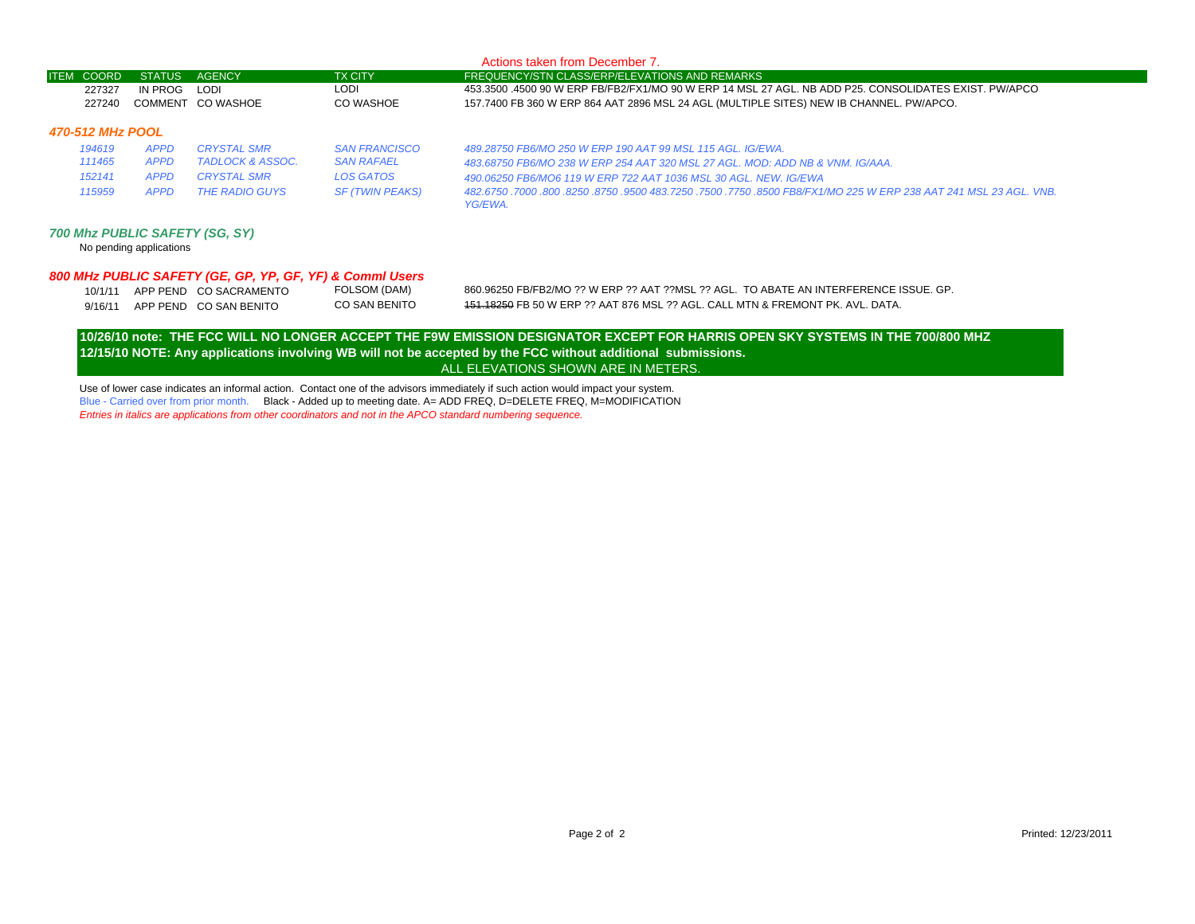Actions taken from December 7.

| ITEM | COORD | STATUS | AGENCY | TX CITY | FREQUENCY/STN CLASS/ERP/ELEVATIONS AND REMARKS |
|---|---|---|---|---|---|
| | 227327 | IN PROG | LODI | LODI | 453.3500 .4500 90 W ERP FB/FB2/FX1/MO 90 W ERP 14 MSL 27 AGL. NB ADD P25. CONSOLIDATES EXIST. PW/APCO |
| | 227240 | COMMENT | CO WASHOE | CO WASHOE | 157.7400 FB 360 W ERP 864 AAT 2896 MSL 24 AGL (MULTIPLE SITES) NEW IB CHANNEL. PW/APCO. |

### *470-512 MHz POOL*

| | | | | |
|---|---|---|---|---|
| *194619* | *APPD* | *CRYSTAL SMR* | *SAN FRANCISCO* | *489.28750 FB6/MO 250 W ERP 190 AAT 99 MSL 115 AGL. IG/EWA.* |
| *111465* | *APPD* | *TADLOCK & ASSOC.* | *SAN RAFAEL* | *483.68750 FB6/MO 238 W ERP 254 AAT 320 MSL 27 AGL. MOD: ADD NB & VNM. IG/AAA.* |
| *152141* | *APPD* | *CRYSTAL SMR* | *LOS GATOS* | *490.06250 FB6/MO6 119 W ERP 722 AAT 1036 MSL 30 AGL. NEW. IG/EWA* |
| *115959* | *APPD* | *THE RADIO GUYS* | *SF (TWIN PEAKS)* | *482.6750 .7000 .800 .8250 .8750 .9500 483.7250 .7500 .7750 .8500 FB8/FX1/MO 225 W ERP 238 AAT 241 MSL 23 AGL. VNB. YG/EWA.* |

### *700 Mhz PUBLIC SAFETY (SG, SY)*

No pending applications

### *800 MHz PUBLIC SAFETY (GE, GP, YP, GF, YF) & Comml Users*

| | | | | |
|---|---|---|---|---|
| 10/1/11 | APP PEND | CO SACRAMENTO | FOLSOM (DAM) | 860.96250 FB/FB2/MO ?? W ERP ?? AAT ??MSL ?? AGL. TO ABATE AN INTERFERENCE ISSUE. GP. |
| 9/16/11 | APP PEND | CO SAN BENITO | CO SAN BENITO | ~~151.18250~~ FB 50 W ERP ?? AAT 876 MSL ?? AGL. CALL MTN & FREMONT PK. AVL. DATA. |

**10/26/10 note: THE FCC WILL NO LONGER ACCEPT THE F9W EMISSION DESIGNATOR EXCEPT FOR HARRIS OPEN SKY SYSTEMS IN THE 700/800 MHZ**

**12/15/10 NOTE: Any applications involving WB will not be accepted by the FCC without additional submissions.**

ALL ELEVATIONS SHOWN ARE IN METERS.

Use of lower case indicates an informal action. Contact one of the advisors immediately if such action would impact your system.

Blue - Carried over from prior month. Black - Added up to meeting date. A= ADD FREQ, D=DELETE FREQ, M=MODIFICATION

*Entries in italics are applications from other coordinators and not in the APCO standard numbering sequence.*

Printed: 12/23/2011